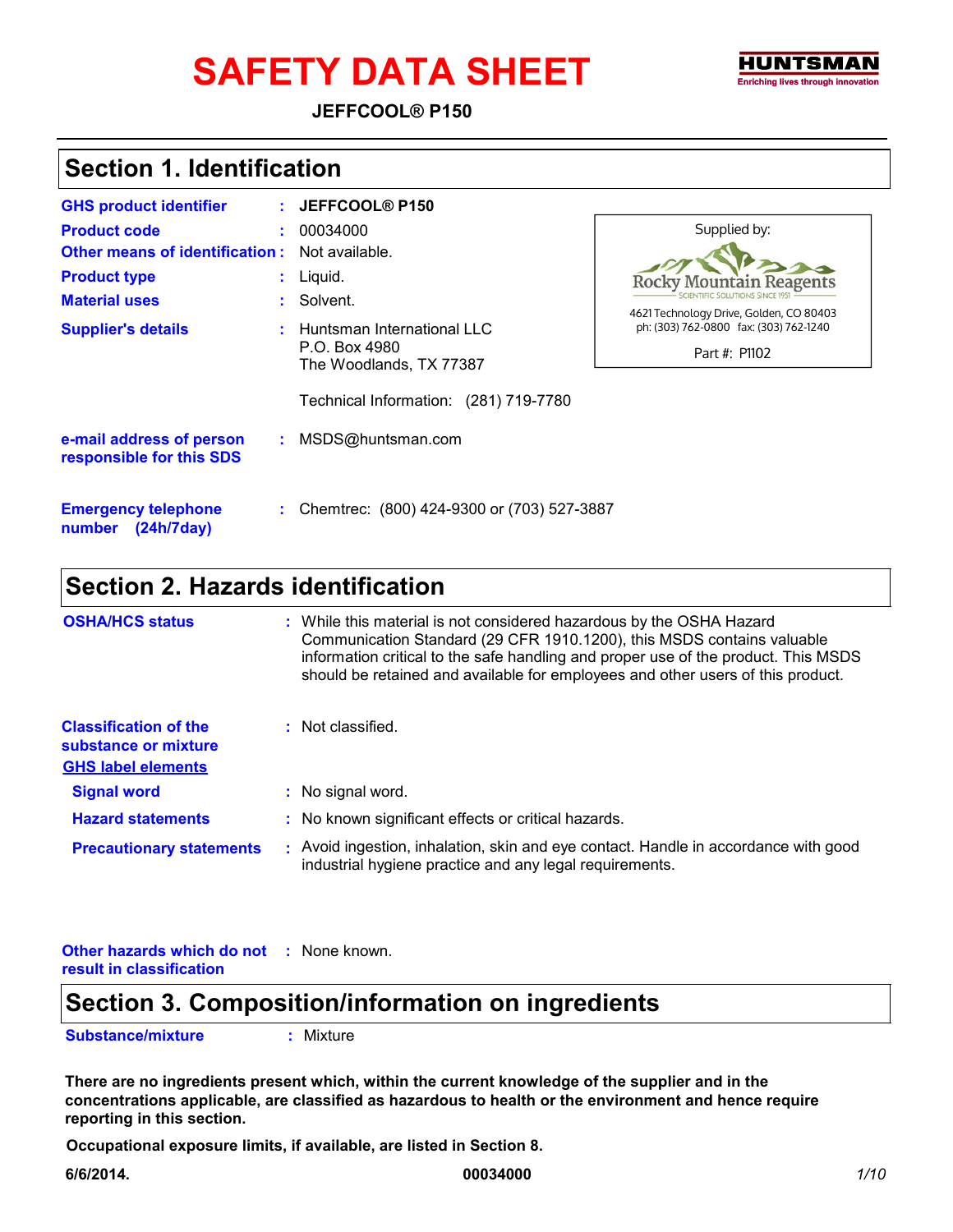# SAFETY DATA SHEET

**JEFFCOOL® P150**

HUNTSMAN
Enriching lives through innovation

## Section 1. Identification

**GHS product identifier** : **JEFFCOOL® P150**

**Product code** : 00034000

**Other means of identification** : Not available.

**Product type** : Liquid.

**Material uses** : Solvent.

**Supplier's details** : Huntsman International LLC
P.O. Box 4980
The Woodlands, TX 77387

Technical Information: (281) 719-7780

Supplied by:
Rocky Mountain Reagents
SCIENTIFIC SOLUTIONS SINCE 1951
4621 Technology Drive, Golden, CO 80403
ph: (303) 762-0800 fax: (303) 762-1240
Part #: P1102

**e-mail address of person responsible for this SDS** : MSDS@huntsman.com

**Emergency telephone number (24h/7day)** : Chemtrec: (800) 424-9300 or (703) 527-3887

## Section 2. Hazards identification

**OSHA/HCS status** : While this material is not considered hazardous by the OSHA Hazard Communication Standard (29 CFR 1910.1200), this MSDS contains valuable information critical to the safe handling and proper use of the product. This MSDS should be retained and available for employees and other users of this product.

**Classification of the substance or mixture** : Not classified.

**GHS label elements**

**Signal word** : No signal word.

**Hazard statements** : No known significant effects or critical hazards.

**Precautionary statements** : Avoid ingestion, inhalation, skin and eye contact. Handle in accordance with good industrial hygiene practice and any legal requirements.

**Other hazards which do not result in classification** : None known.

## Section 3. Composition/information on ingredients

**Substance/mixture** : Mixture

**There are no ingredients present which, within the current knowledge of the supplier and in the concentrations applicable, are classified as hazardous to health or the environment and hence require reporting in this section.**

**Occupational exposure limits, if available, are listed in Section 8.**

**6/6/2014.** **00034000**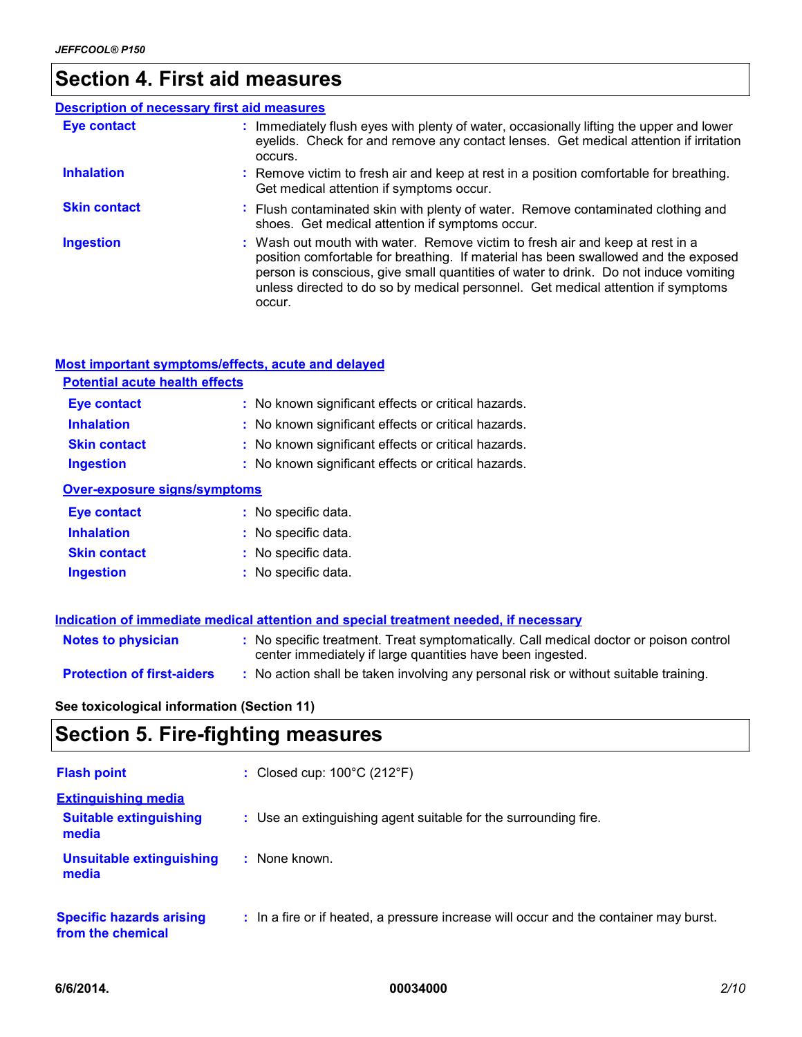## Section 4. First aid measures

### Description of necessary first aid measures

**Eye contact** : Immediately flush eyes with plenty of water, occasionally lifting the upper and lower eyelids. Check for and remove any contact lenses. Get medical attention if irritation occurs.

**Inhalation** : Remove victim to fresh air and keep at rest in a position comfortable for breathing. Get medical attention if symptoms occur.

**Skin contact** : Flush contaminated skin with plenty of water. Remove contaminated clothing and shoes. Get medical attention if symptoms occur.

**Ingestion** : Wash out mouth with water. Remove victim to fresh air and keep at rest in a position comfortable for breathing. If material has been swallowed and the exposed person is conscious, give small quantities of water to drink. Do not induce vomiting unless directed to do so by medical personnel. Get medical attention if symptoms occur.

### Most important symptoms/effects, acute and delayed

#### Potential acute health effects

**Eye contact** : No known significant effects or critical hazards.

**Inhalation** : No known significant effects or critical hazards.

**Skin contact** : No known significant effects or critical hazards.

**Ingestion** : No known significant effects or critical hazards.

#### Over-exposure signs/symptoms

**Eye contact** : No specific data.

**Inhalation** : No specific data.

**Skin contact** : No specific data.

**Ingestion** : No specific data.

### Indication of immediate medical attention and special treatment needed, if necessary

**Notes to physician** : No specific treatment. Treat symptomatically. Call medical doctor or poison control center immediately if large quantities have been ingested.

**Protection of first-aiders** : No action shall be taken involving any personal risk or without suitable training.

**See toxicological information (Section 11)**

## Section 5. Fire-fighting measures

**Flash point** : Closed cup: 100°C (212°F)

### Extinguishing media

**Suitable extinguishing media** : Use an extinguishing agent suitable for the surrounding fire.

**Unsuitable extinguishing media** : None known.

**Specific hazards arising from the chemical** : In a fire or if heated, a pressure increase will occur and the container may burst.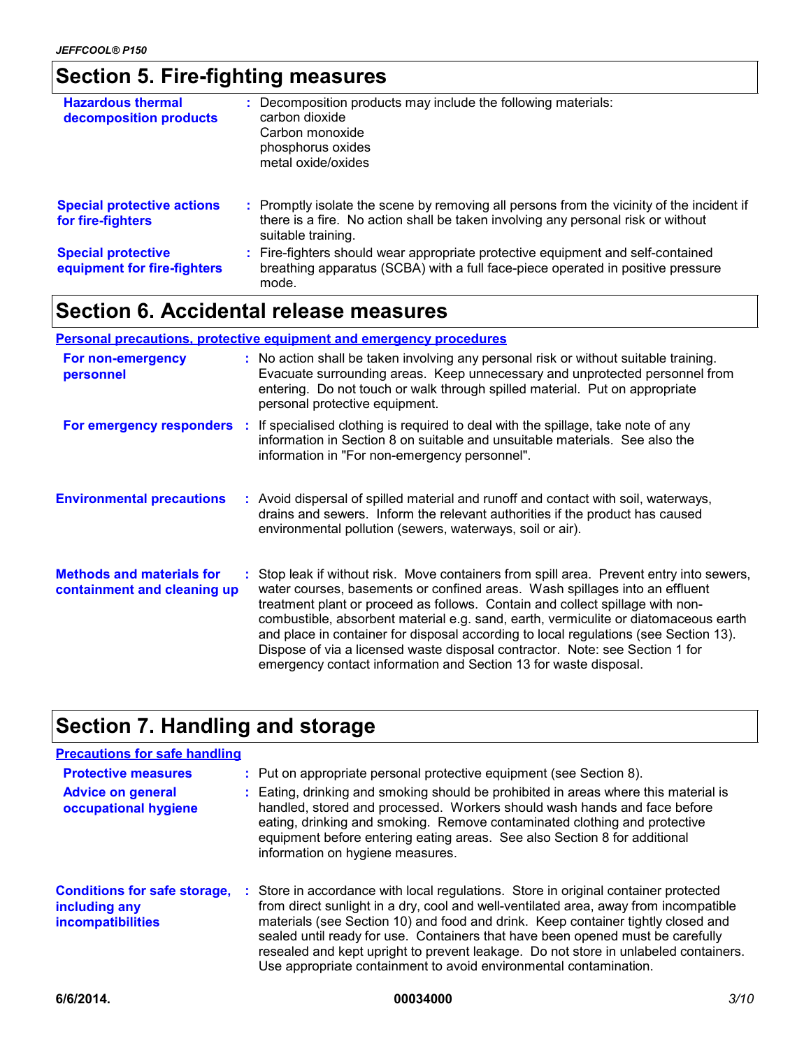## Section 5. Fire-fighting measures

**Hazardous thermal decomposition products** : Decomposition products may include the following materials:
carbon dioxide
Carbon monoxide
phosphorus oxides
metal oxide/oxides

**Special protective actions for fire-fighters** : Promptly isolate the scene by removing all persons from the vicinity of the incident if there is a fire. No action shall be taken involving any personal risk or without suitable training.

**Special protective equipment for fire-fighters** : Fire-fighters should wear appropriate protective equipment and self-contained breathing apparatus (SCBA) with a full face-piece operated in positive pressure mode.

## Section 6. Accidental release measures

### Personal precautions, protective equipment and emergency procedures

**For non-emergency personnel** : No action shall be taken involving any personal risk or without suitable training. Evacuate surrounding areas. Keep unnecessary and unprotected personnel from entering. Do not touch or walk through spilled material. Put on appropriate personal protective equipment.

**For emergency responders** : If specialised clothing is required to deal with the spillage, take note of any information in Section 8 on suitable and unsuitable materials. See also the information in "For non-emergency personnel".

**Environmental precautions** : Avoid dispersal of spilled material and runoff and contact with soil, waterways, drains and sewers. Inform the relevant authorities if the product has caused environmental pollution (sewers, waterways, soil or air).

**Methods and materials for containment and cleaning up** : Stop leak if without risk. Move containers from spill area. Prevent entry into sewers, water courses, basements or confined areas. Wash spillages into an effluent treatment plant or proceed as follows. Contain and collect spillage with non-combustible, absorbent material e.g. sand, earth, vermiculite or diatomaceous earth and place in container for disposal according to local regulations (see Section 13). Dispose of via a licensed waste disposal contractor. Note: see Section 1 for emergency contact information and Section 13 for waste disposal.

## Section 7. Handling and storage

### Precautions for safe handling

**Protective measures** : Put on appropriate personal protective equipment (see Section 8).

**Advice on general occupational hygiene** : Eating, drinking and smoking should be prohibited in areas where this material is handled, stored and processed. Workers should wash hands and face before eating, drinking and smoking. Remove contaminated clothing and protective equipment before entering eating areas. See also Section 8 for additional information on hygiene measures.

**Conditions for safe storage, including any incompatibilities** : Store in accordance with local regulations. Store in original container protected from direct sunlight in a dry, cool and well-ventilated area, away from incompatible materials (see Section 10) and food and drink. Keep container tightly closed and sealed until ready for use. Containers that have been opened must be carefully resealed and kept upright to prevent leakage. Do not store in unlabeled containers. Use appropriate containment to avoid environmental contamination.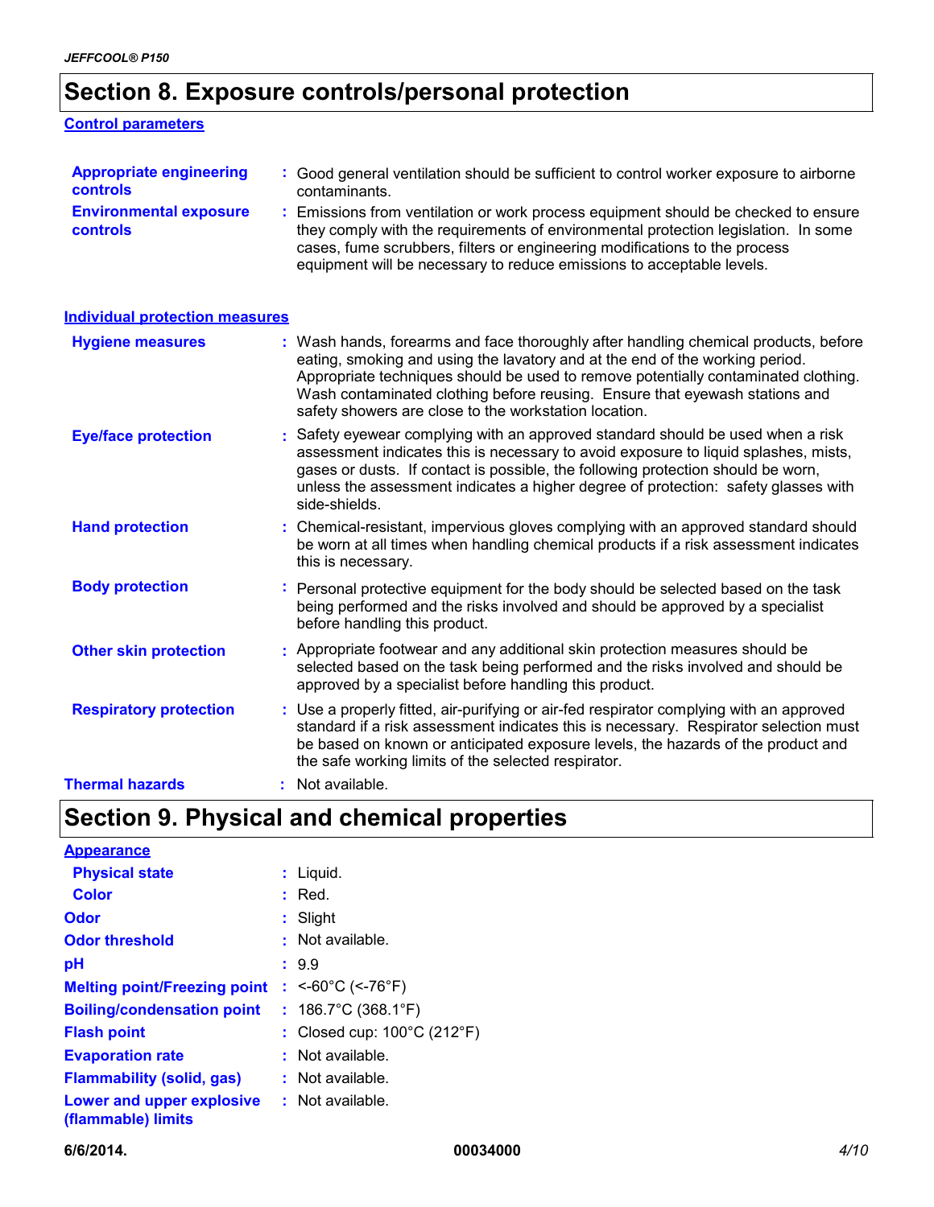## Section 8. Exposure controls/personal protection

### Control parameters

**Appropriate engineering controls** : Good general ventilation should be sufficient to control worker exposure to airborne contaminants.

**Environmental exposure controls** : Emissions from ventilation or work process equipment should be checked to ensure they comply with the requirements of environmental protection legislation. In some cases, fume scrubbers, filters or engineering modifications to the process equipment will be necessary to reduce emissions to acceptable levels.

### Individual protection measures

**Hygiene measures** : Wash hands, forearms and face thoroughly after handling chemical products, before eating, smoking and using the lavatory and at the end of the working period. Appropriate techniques should be used to remove potentially contaminated clothing. Wash contaminated clothing before reusing. Ensure that eyewash stations and safety showers are close to the workstation location.

**Eye/face protection** : Safety eyewear complying with an approved standard should be used when a risk assessment indicates this is necessary to avoid exposure to liquid splashes, mists, gases or dusts. If contact is possible, the following protection should be worn, unless the assessment indicates a higher degree of protection: safety glasses with side-shields.

**Hand protection** : Chemical-resistant, impervious gloves complying with an approved standard should be worn at all times when handling chemical products if a risk assessment indicates this is necessary.

**Body protection** : Personal protective equipment for the body should be selected based on the task being performed and the risks involved and should be approved by a specialist before handling this product.

**Other skin protection** : Appropriate footwear and any additional skin protection measures should be selected based on the task being performed and the risks involved and should be approved by a specialist before handling this product.

**Respiratory protection** : Use a properly fitted, air-purifying or air-fed respirator complying with an approved standard if a risk assessment indicates this is necessary. Respirator selection must be based on known or anticipated exposure levels, the hazards of the product and the safe working limits of the selected respirator.

**Thermal hazards** : Not available.

## Section 9. Physical and chemical properties

### Appearance

**Physical state** : Liquid.

**Color** : Red.

**Odor** : Slight

**Odor threshold** : Not available.

**pH** : 9.9

**Melting point/Freezing point** : <-60°C (<-76°F)

**Boiling/condensation point** : 186.7°C (368.1°F)

**Flash point** : Closed cup: 100°C (212°F)

**Evaporation rate** : Not available.

**Flammability (solid, gas)** : Not available.

**Lower and upper explosive (flammable) limits** : Not available.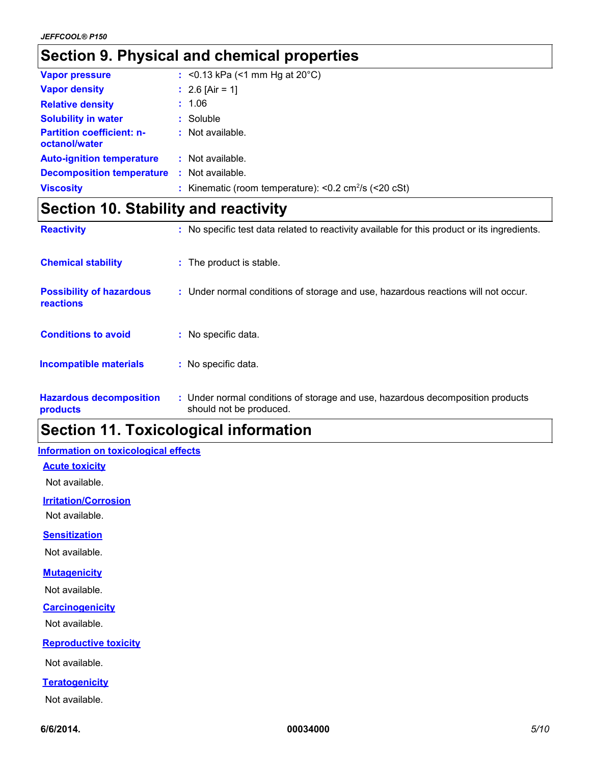## Section 9. Physical and chemical properties

| | |
|---|---|
| **Vapor pressure** | : <0.13 kPa (<1 mm Hg at 20°C) |
| **Vapor density** | : 2.6 [Air = 1] |
| **Relative density** | : 1.06 |
| **Solubility in water** | : Soluble |
| **Partition coefficient: n-octanol/water** | : Not available. |
| **Auto-ignition temperature** | : Not available. |
| **Decomposition temperature** | : Not available. |
| **Viscosity** | : Kinematic (room temperature): <0.2 $cm^2/s$ (<20 cSt) |

## Section 10. Stability and reactivity

| | |
|---|---|
| **Reactivity** | : No specific test data related to reactivity available for this product or its ingredients. |
| **Chemical stability** | : The product is stable. |
| **Possibility of hazardous reactions** | : Under normal conditions of storage and use, hazardous reactions will not occur. |
| **Conditions to avoid** | : No specific data. |
| **Incompatible materials** | : No specific data. |
| **Hazardous decomposition products** | : Under normal conditions of storage and use, hazardous decomposition products should not be produced. |

## Section 11. Toxicological information

### Information on toxicological effects

#### Acute toxicity

Not available.

#### Irritation/Corrosion

Not available.

#### Sensitization

Not available.

#### Mutagenicity

Not available.

#### Carcinogenicity

Not available.

#### Reproductive toxicity

Not available.

#### Teratogenicity

Not available.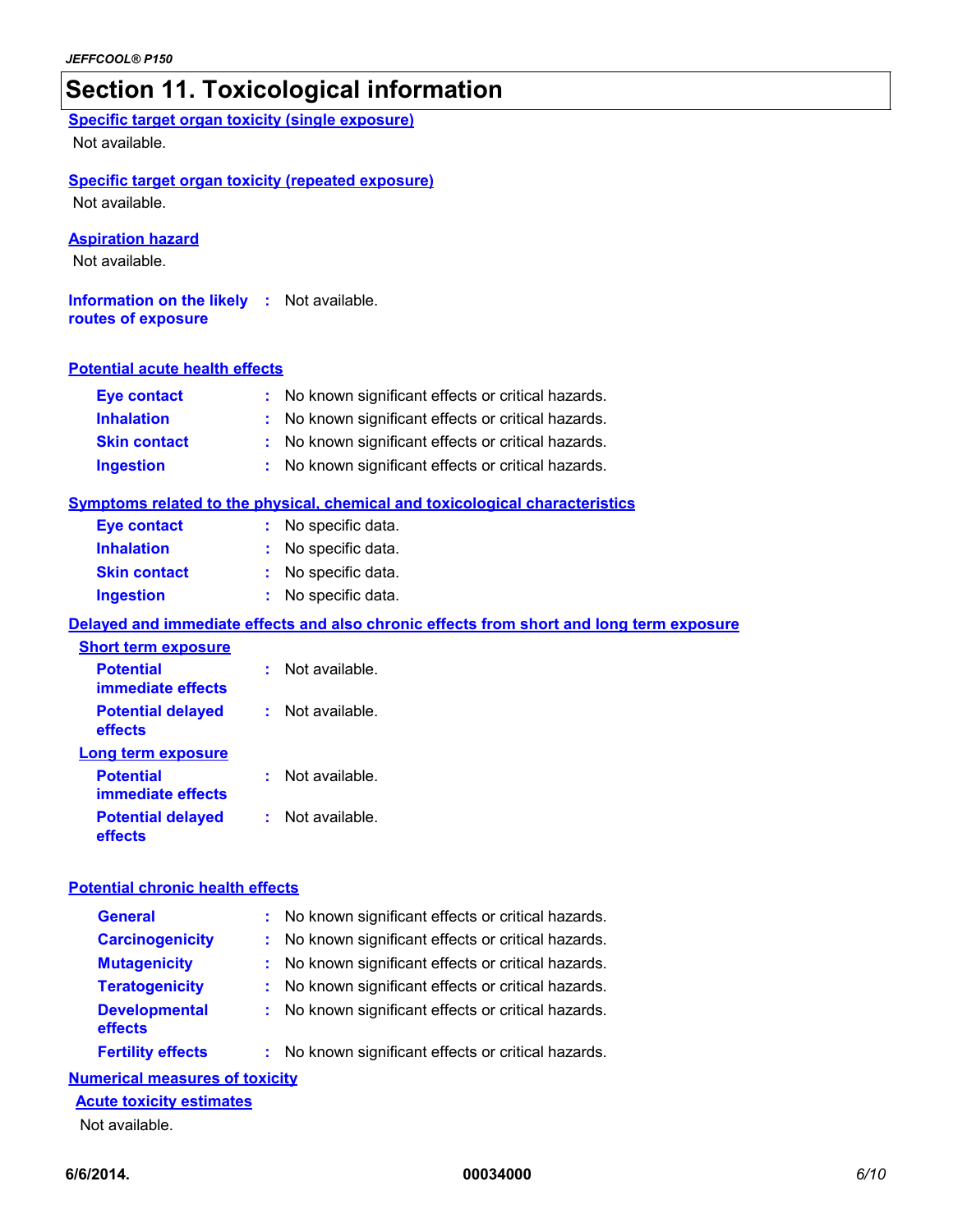## Section 11. Toxicological information

**Specific target organ toxicity (single exposure)**

Not available.

**Specific target organ toxicity (repeated exposure)**

Not available.

**Aspiration hazard**

Not available.

**Information on the likely routes of exposure** : Not available.

**Potential acute health effects**

| | |
|---|---|
| **Eye contact** | : No known significant effects or critical hazards. |
| **Inhalation** | : No known significant effects or critical hazards. |
| **Skin contact** | : No known significant effects or critical hazards. |
| **Ingestion** | : No known significant effects or critical hazards. |

**Symptoms related to the physical, chemical and toxicological characteristics**

| | |
|---|---|
| **Eye contact** | : No specific data. |
| **Inhalation** | : No specific data. |
| **Skin contact** | : No specific data. |
| **Ingestion** | : No specific data. |

**Delayed and immediate effects and also chronic effects from short and long term exposure**

**Short term exposure**

| | |
|---|---|
| **Potential immediate effects** | : Not available. |
| **Potential delayed effects** | : Not available. |

**Long term exposure**

| | |
|---|---|
| **Potential immediate effects** | : Not available. |
| **Potential delayed effects** | : Not available. |

**Potential chronic health effects**

| | |
|---|---|
| **General** | : No known significant effects or critical hazards. |
| **Carcinogenicity** | : No known significant effects or critical hazards. |
| **Mutagenicity** | : No known significant effects or critical hazards. |
| **Teratogenicity** | : No known significant effects or critical hazards. |
| **Developmental effects** | : No known significant effects or critical hazards. |
| **Fertility effects** | : No known significant effects or critical hazards. |

**Numerical measures of toxicity**

**Acute toxicity estimates**

Not available.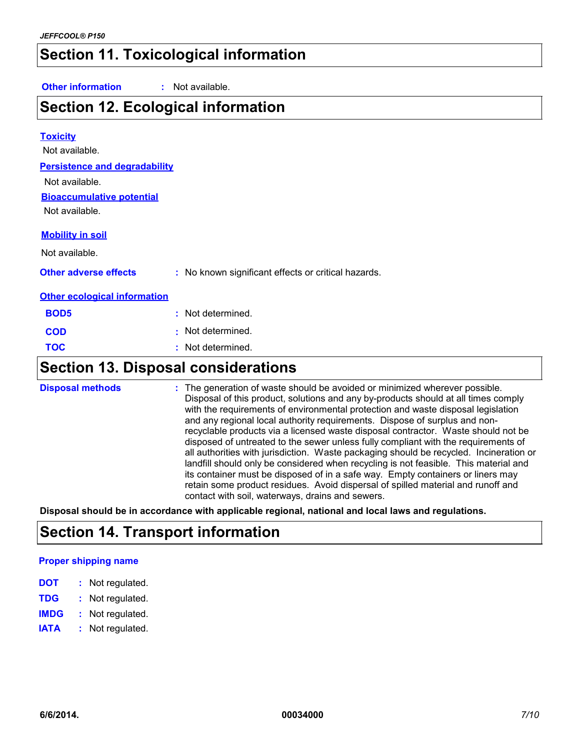## Section 11. Toxicological information

**Other information** : Not available.

## Section 12. Ecological information

**Toxicity**

Not available.

**Persistence and degradability**

Not available.

**Bioaccumulative potential**

Not available.

**Mobility in soil**

Not available.

**Other adverse effects** : No known significant effects or critical hazards.

**Other ecological information**

**BOD5** : Not determined.

**COD** : Not determined.

**TOC** : Not determined.

## Section 13. Disposal considerations

**Disposal methods** : The generation of waste should be avoided or minimized wherever possible. Disposal of this product, solutions and any by-products should at all times comply with the requirements of environmental protection and waste disposal legislation and any regional local authority requirements. Dispose of surplus and non-recyclable products via a licensed waste disposal contractor. Waste should not be disposed of untreated to the sewer unless fully compliant with the requirements of all authorities with jurisdiction. Waste packaging should be recycled. Incineration or landfill should only be considered when recycling is not feasible. This material and its container must be disposed of in a safe way. Empty containers or liners may retain some product residues. Avoid dispersal of spilled material and runoff and contact with soil, waterways, drains and sewers.

**Disposal should be in accordance with applicable regional, national and local laws and regulations.**

## Section 14. Transport information

**Proper shipping name**

**DOT** : Not regulated.

**TDG** : Not regulated.

**IMDG** : Not regulated.

**IATA** : Not regulated.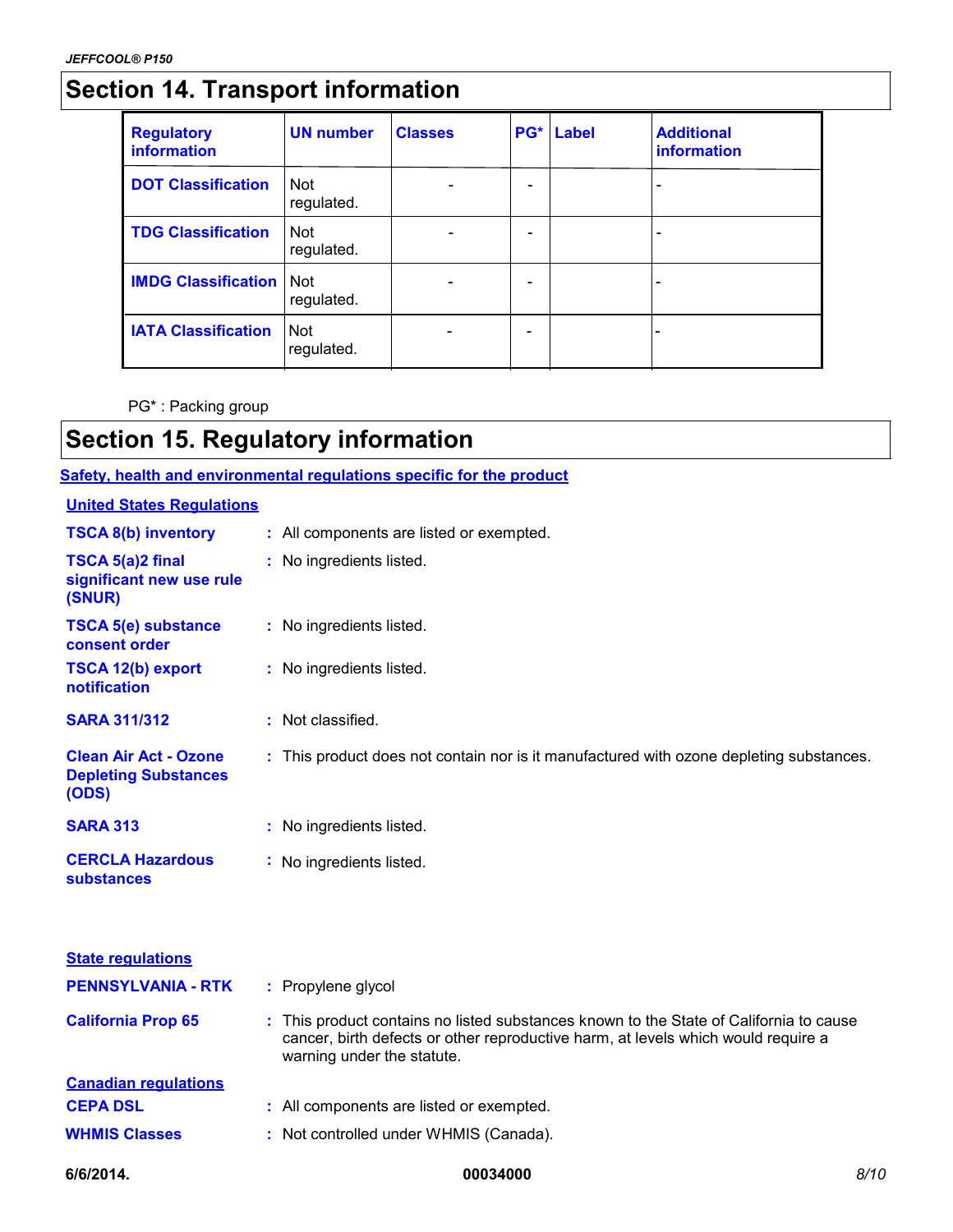# Section 14. Transport information

| Regulatory information | UN number | Classes | PG* | Label | Additional information |
|---|---|---|---|---|---|
| DOT Classification | Not regulated. | - | - | | - |
| TDG Classification | Not regulated. | - | - | | - |
| IMDG Classification | Not regulated. | - | - | | - |
| IATA Classification | Not regulated. | - | - | | - |

PG* : Packing group

# Section 15. Regulatory information

**Safety, health and environmental regulations specific for the product**

**United States Regulations**

**TSCA 8(b) inventory** : All components are listed or exempted.

**TSCA 5(a)2 final significant new use rule (SNUR)** : No ingredients listed.

**TSCA 5(e) substance consent order** : No ingredients listed.

**TSCA 12(b) export notification** : No ingredients listed.

**SARA 311/312** : Not classified.

**Clean Air Act - Ozone Depleting Substances (ODS)** : This product does not contain nor is it manufactured with ozone depleting substances.

**SARA 313** : No ingredients listed.

**CERCLA Hazardous substances** : No ingredients listed.

**State regulations**

**PENNSYLVANIA - RTK** : Propylene glycol

**California Prop 65** : This product contains no listed substances known to the State of California to cause cancer, birth defects or other reproductive harm, at levels which would require a warning under the statute.

**Canadian regulations**

**CEPA DSL** : All components are listed or exempted.

**WHMIS Classes** : Not controlled under WHMIS (Canada).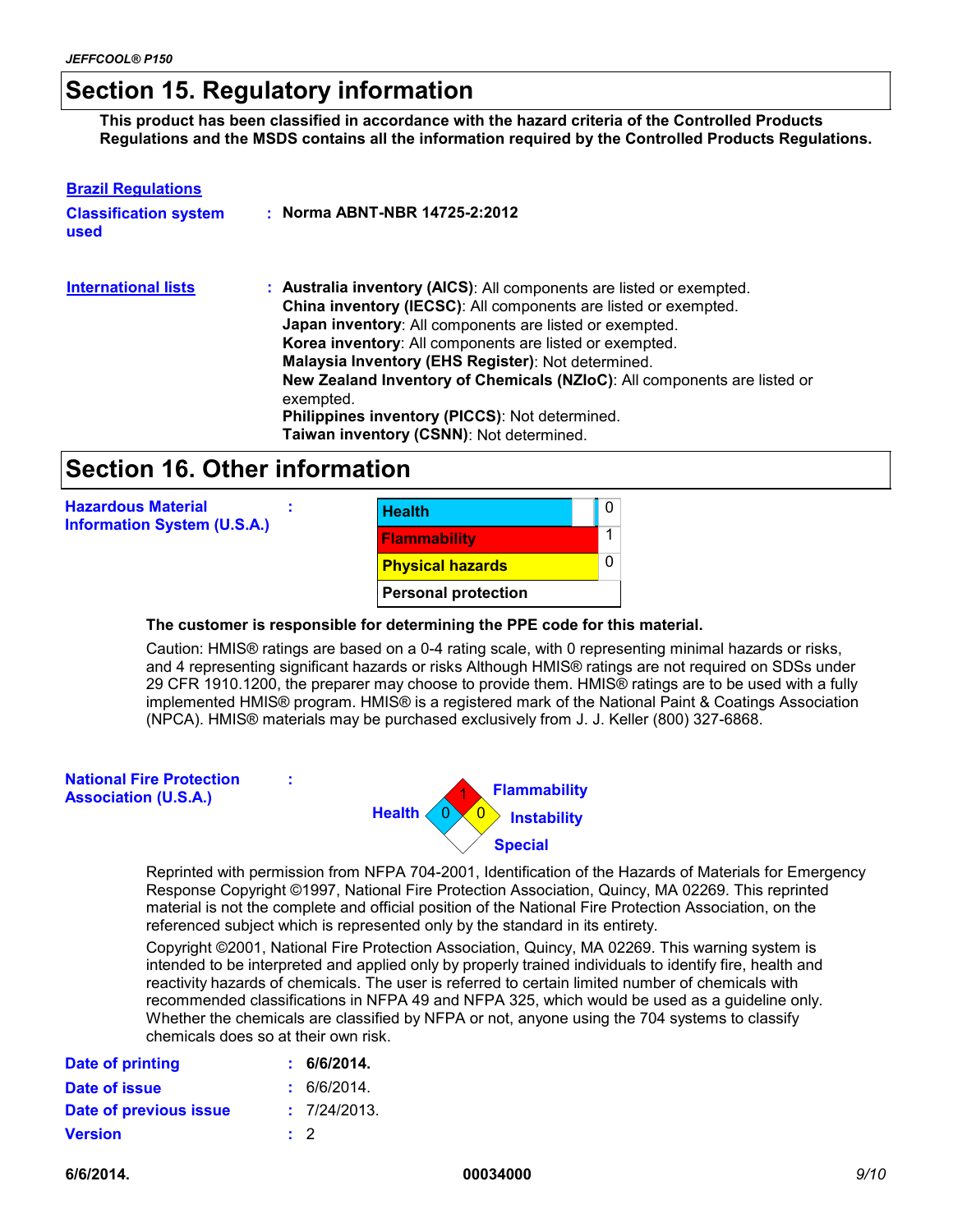## Section 15. Regulatory information

**This product has been classified in accordance with the hazard criteria of the Controlled Products Regulations and the MSDS contains all the information required by the Controlled Products Regulations.**

**Brazil Regulations**

**Classification system used** : **Norma ABNT-NBR 14725-2:2012**

**International lists** : **Australia inventory (AICS)**: All components are listed or exempted.
**China inventory (IECSC)**: All components are listed or exempted.
**Japan inventory**: All components are listed or exempted.
**Korea inventory**: All components are listed or exempted.
**Malaysia Inventory (EHS Register)**: Not determined.
**New Zealand Inventory of Chemicals (NZIoC)**: All components are listed or exempted.
**Philippines inventory (PICCS)**: Not determined.
**Taiwan inventory (CSNN)**: Not determined.

## Section 16. Other information

**Hazardous Material Information System (U.S.A.)** :

| | |
|---|---|
| Health | 0 |
| Flammability | 1 |
| Physical hazards | 0 |
| Personal protection | |

**The customer is responsible for determining the PPE code for this material.**

Caution: HMIS® ratings are based on a 0-4 rating scale, with 0 representing minimal hazards or risks, and 4 representing significant hazards or risks Although HMIS® ratings are not required on SDSs under 29 CFR 1910.1200, the preparer may choose to provide them. HMIS® ratings are to be used with a fully implemented HMIS® program. HMIS® is a registered mark of the National Paint & Coatings Association (NPCA). HMIS® materials may be purchased exclusively from J. J. Keller (800) 327-6868.

**National Fire Protection Association (U.S.A.)** :

Health: 0
Flammability: 1
Instability: 0
Special:

Reprinted with permission from NFPA 704-2001, Identification of the Hazards of Materials for Emergency Response Copyright ©1997, National Fire Protection Association, Quincy, MA 02269. This reprinted material is not the complete and official position of the National Fire Protection Association, on the referenced subject which is represented only by the standard in its entirety.

Copyright ©2001, National Fire Protection Association, Quincy, MA 02269. This warning system is intended to be interpreted and applied only by properly trained individuals to identify fire, health and reactivity hazards of chemicals. The user is referred to certain limited number of chemicals with recommended classifications in NFPA 49 and NFPA 325, which would be used as a guideline only. Whether the chemicals are classified by NFPA or not, anyone using the 704 systems to classify chemicals does so at their own risk.

**Date of printing** : **6/6/2014.**
**Date of issue** : 6/6/2014.
**Date of previous issue** : 7/24/2013.
**Version** : 2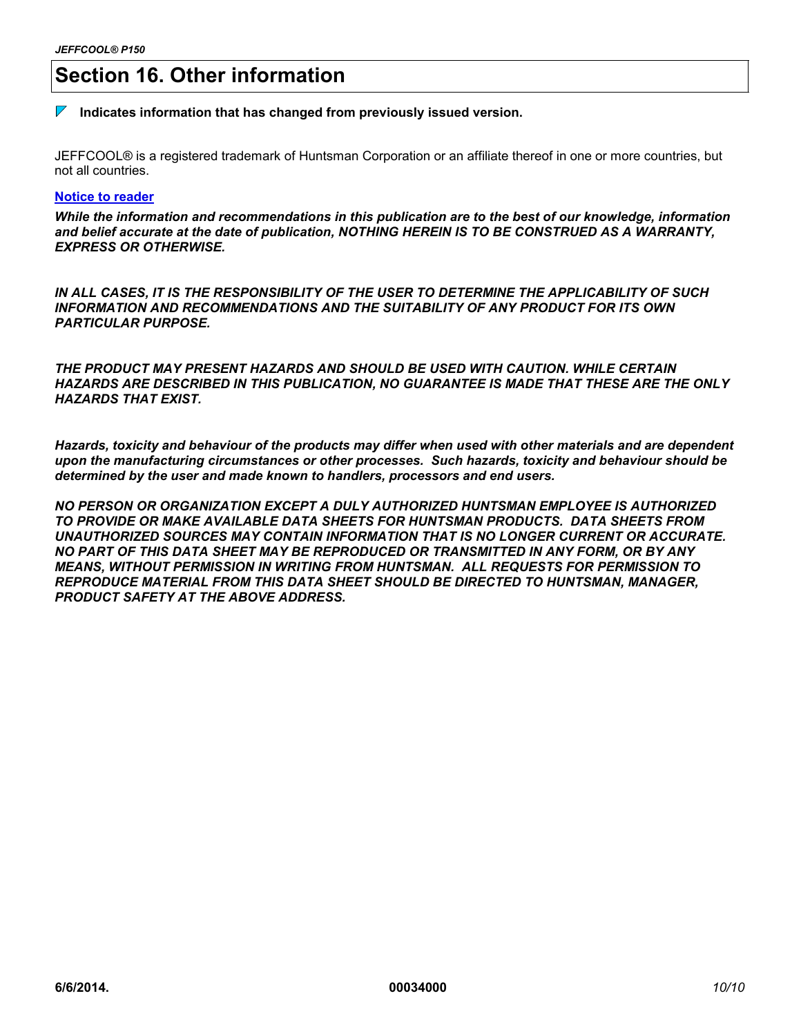# Section 16. Other information

**Indicates information that has changed from previously issued version.**

JEFFCOOL® is a registered trademark of Huntsman Corporation or an affiliate thereof in one or more countries, but not all countries.

**Notice to reader**

***While the information and recommendations in this publication are to the best of our knowledge, information and belief accurate at the date of publication, NOTHING HEREIN IS TO BE CONSTRUED AS A WARRANTY, EXPRESS OR OTHERWISE.***

***IN ALL CASES, IT IS THE RESPONSIBILITY OF THE USER TO DETERMINE THE APPLICABILITY OF SUCH INFORMATION AND RECOMMENDATIONS AND THE SUITABILITY OF ANY PRODUCT FOR ITS OWN PARTICULAR PURPOSE.***

***THE PRODUCT MAY PRESENT HAZARDS AND SHOULD BE USED WITH CAUTION. WHILE CERTAIN HAZARDS ARE DESCRIBED IN THIS PUBLICATION, NO GUARANTEE IS MADE THAT THESE ARE THE ONLY HAZARDS THAT EXIST.***

***Hazards, toxicity and behaviour of the products may differ when used with other materials and are dependent upon the manufacturing circumstances or other processes. Such hazards, toxicity and behaviour should be determined by the user and made known to handlers, processors and end users.***

***NO PERSON OR ORGANIZATION EXCEPT A DULY AUTHORIZED HUNTSMAN EMPLOYEE IS AUTHORIZED TO PROVIDE OR MAKE AVAILABLE DATA SHEETS FOR HUNTSMAN PRODUCTS. DATA SHEETS FROM UNAUTHORIZED SOURCES MAY CONTAIN INFORMATION THAT IS NO LONGER CURRENT OR ACCURATE. NO PART OF THIS DATA SHEET MAY BE REPRODUCED OR TRANSMITTED IN ANY FORM, OR BY ANY MEANS, WITHOUT PERMISSION IN WRITING FROM HUNTSMAN. ALL REQUESTS FOR PERMISSION TO REPRODUCE MATERIAL FROM THIS DATA SHEET SHOULD BE DIRECTED TO HUNTSMAN, MANAGER, PRODUCT SAFETY AT THE ABOVE ADDRESS.***